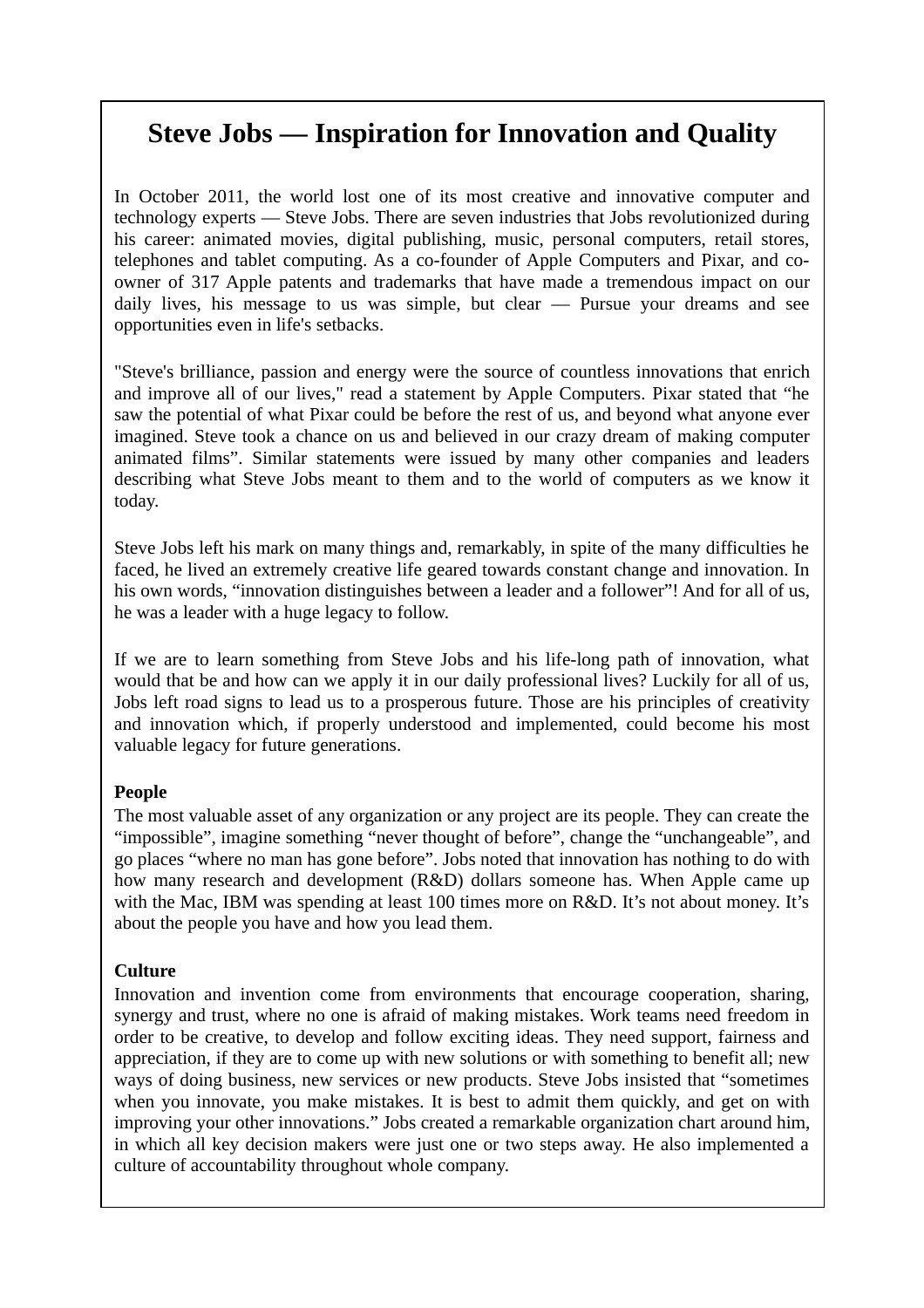# Steve Jobs — Inspiration for Innovation and Quality

In October 2011, the world lost one of its most creative and innovative computer and technology experts — Steve Jobs. There are seven industries that Jobs revolutionized during his career: animated movies, digital publishing, music, personal computers, retail stores, telephones and tablet computing. As a co-founder of Apple Computers and Pixar, and co-owner of 317 Apple patents and trademarks that have made a tremendous impact on our daily lives, his message to us was simple, but clear — Pursue your dreams and see opportunities even in life's setbacks.

"Steve's brilliance, passion and energy were the source of countless innovations that enrich and improve all of our lives," read a statement by Apple Computers. Pixar stated that "he saw the potential of what Pixar could be before the rest of us, and beyond what anyone ever imagined. Steve took a chance on us and believed in our crazy dream of making computer animated films". Similar statements were issued by many other companies and leaders describing what Steve Jobs meant to them and to the world of computers as we know it today.

Steve Jobs left his mark on many things and, remarkably, in spite of the many difficulties he faced, he lived an extremely creative life geared towards constant change and innovation. In his own words, "innovation distinguishes between a leader and a follower"! And for all of us, he was a leader with a huge legacy to follow.

If we are to learn something from Steve Jobs and his life-long path of innovation, what would that be and how can we apply it in our daily professional lives? Luckily for all of us, Jobs left road signs to lead us to a prosperous future. Those are his principles of creativity and innovation which, if properly understood and implemented, could become his most valuable legacy for future generations.

**People**

The most valuable asset of any organization or any project are its people. They can create the "impossible", imagine something "never thought of before", change the "unchangeable", and go places "where no man has gone before". Jobs noted that innovation has nothing to do with how many research and development (R&D) dollars someone has. When Apple came up with the Mac, IBM was spending at least 100 times more on R&D. It's not about money. It's about the people you have and how you lead them.

**Culture**

Innovation and invention come from environments that encourage cooperation, sharing, synergy and trust, where no one is afraid of making mistakes. Work teams need freedom in order to be creative, to develop and follow exciting ideas. They need support, fairness and appreciation, if they are to come up with new solutions or with something to benefit all; new ways of doing business, new services or new products. Steve Jobs insisted that "sometimes when you innovate, you make mistakes. It is best to admit them quickly, and get on with improving your other innovations." Jobs created a remarkable organization chart around him, in which all key decision makers were just one or two steps away. He also implemented a culture of accountability throughout whole company.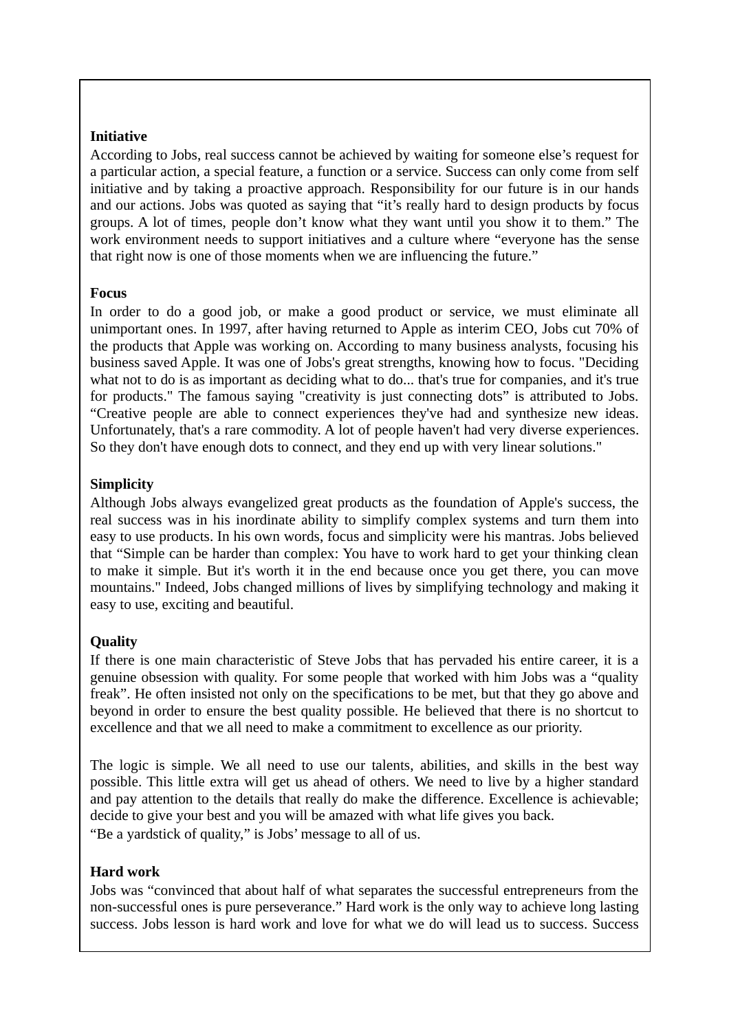**Initiative**

According to Jobs, real success cannot be achieved by waiting for someone else's request for a particular action, a special feature, a function or a service. Success can only come from self initiative and by taking a proactive approach. Responsibility for our future is in our hands and our actions. Jobs was quoted as saying that "it's really hard to design products by focus groups. A lot of times, people don't know what they want until you show it to them." The work environment needs to support initiatives and a culture where "everyone has the sense that right now is one of those moments when we are influencing the future."

**Focus**

In order to do a good job, or make a good product or service, we must eliminate all unimportant ones. In 1997, after having returned to Apple as interim CEO, Jobs cut 70% of the products that Apple was working on. According to many business analysts, focusing his business saved Apple. It was one of Jobs's great strengths, knowing how to focus. "Deciding what not to do is as important as deciding what to do... that's true for companies, and it's true for products." The famous saying "creativity is just connecting dots" is attributed to Jobs. "Creative people are able to connect experiences they've had and synthesize new ideas. Unfortunately, that's a rare commodity. A lot of people haven't had very diverse experiences. So they don't have enough dots to connect, and they end up with very linear solutions."

**Simplicity**

Although Jobs always evangelized great products as the foundation of Apple's success, the real success was in his inordinate ability to simplify complex systems and turn them into easy to use products. In his own words, focus and simplicity were his mantras. Jobs believed that "Simple can be harder than complex: You have to work hard to get your thinking clean to make it simple. But it's worth it in the end because once you get there, you can move mountains." Indeed, Jobs changed millions of lives by simplifying technology and making it easy to use, exciting and beautiful.

**Quality**

If there is one main characteristic of Steve Jobs that has pervaded his entire career, it is a genuine obsession with quality. For some people that worked with him Jobs was a "quality freak". He often insisted not only on the specifications to be met, but that they go above and beyond in order to ensure the best quality possible. He believed that there is no shortcut to excellence and that we all need to make a commitment to excellence as our priority.

The logic is simple. We all need to use our talents, abilities, and skills in the best way possible. This little extra will get us ahead of others. We need to live by a higher standard and pay attention to the details that really do make the difference. Excellence is achievable; decide to give your best and you will be amazed with what life gives you back.
"Be a yardstick of quality," is Jobs' message to all of us.

**Hard work**

Jobs was "convinced that about half of what separates the successful entrepreneurs from the non-successful ones is pure perseverance." Hard work is the only way to achieve long lasting success. Jobs lesson is hard work and love for what we do will lead us to success. Success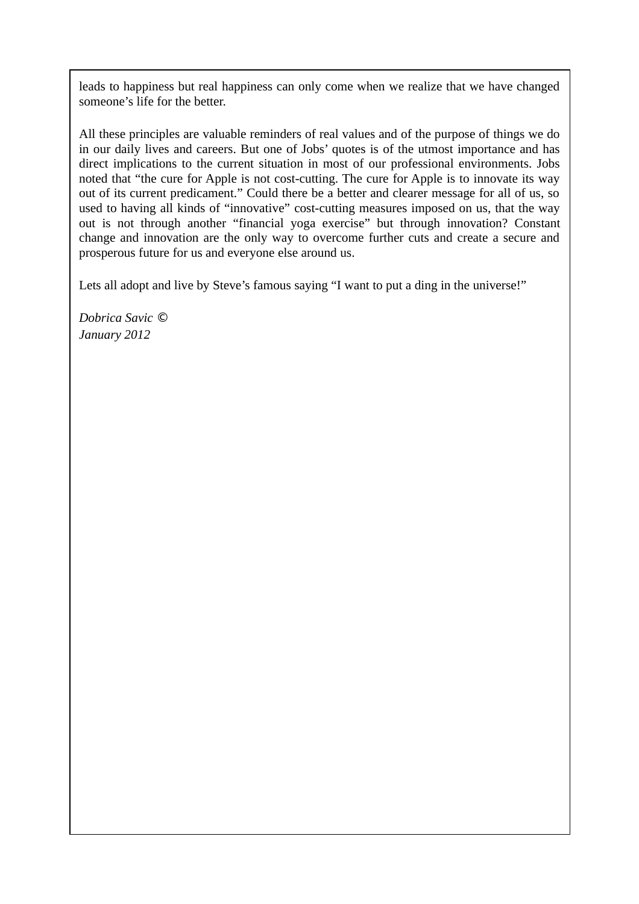leads to happiness but real happiness can only come when we realize that we have changed someone's life for the better.

All these principles are valuable reminders of real values and of the purpose of things we do in our daily lives and careers. But one of Jobs' quotes is of the utmost importance and has direct implications to the current situation in most of our professional environments. Jobs noted that "the cure for Apple is not cost-cutting. The cure for Apple is to innovate its way out of its current predicament." Could there be a better and clearer message for all of us, so used to having all kinds of "innovative" cost-cutting measures imposed on us, that the way out is not through another "financial yoga exercise" but through innovation? Constant change and innovation are the only way to overcome further cuts and create a secure and prosperous future for us and everyone else around us.

Lets all adopt and live by Steve's famous saying "I want to put a ding in the universe!"

*Dobrica Savic ©*
*January 2012*